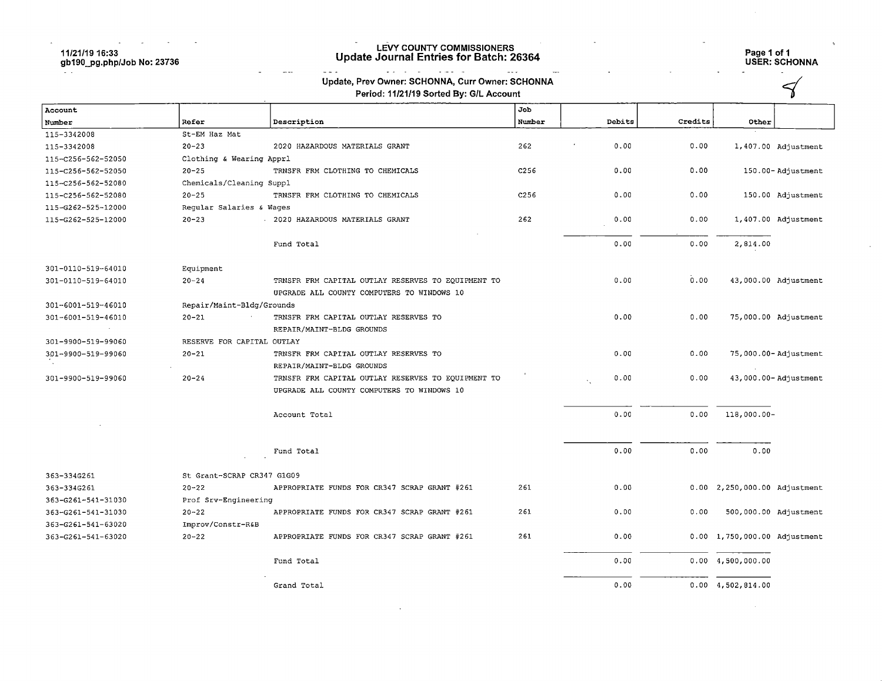# LEVY COUNTY COMMISSIONERS
## Update Journal Entries for Batch: 26364

11/21/19 16:33
gb190_pg.php/Job No: 23736

USER: SCHONNA

Update, Prev Owner: SCHONNA, Curr Owner: SCHONNA
Period: 11/21/19 Sorted By: G/L Account

| Account Number | Refer | Description | Job Number | Debits | Credits | Other | |
|---|---|---|---|---|---|---|---|
| 115-3342008 | St-EM Haz Mat | | | | | | |
| 115-3342008 | 20-23 | 2020 HAZARDOUS MATERIALS GRANT | 262 | 0.00 | 0.00 | 1,407.00 | Adjustment |
| 115-C256-562-52050 | Clothing & Wearing Apprl | | | | | | |
| 115-C256-562-52050 | 20-25 | TRNSFR FRM CLOTHING TO CHEMICALS | C256 | 0.00 | 0.00 | 150.00- | Adjustment |
| 115-C256-562-52080 | Chemicals/Cleaning Suppl | | | | | | |
| 115-C256-562-52080 | 20-25 | TRNSFR FRM CLOTHING TO CHEMICALS | C256 | 0.00 | 0.00 | 150.00 | Adjustment |
| 115-G262-525-12000 | Regular Salaries & Wages | | | | | | |
| 115-G262-525-12000 | 20-23 | 2020 HAZARDOUS MATERIALS GRANT | 262 | 0.00 | 0.00 | 1,407.00 | Adjustment |
| | | Fund Total | | 0.00 | 0.00 | 2,814.00 | |
| 301-0110-519-64010 | Equipment | | | | | | |
| 301-0110-519-64010 | 20-24 | TRNSFR FRM CAPITAL OUTLAY RESERVES TO EQUIPMENT TO UPGRADE ALL COUNTY COMPUTERS TO WINDOWS 10 | | 0.00 | 0.00 | 43,000.00 | Adjustment |
| 301-6001-519-46010 | Repair/Maint-Bldg/Grounds | | | | | | |
| 301-6001-519-46010 | 20-21 | TRNSFR FRM CAPITAL OUTLAY RESERVES TO REPAIR/MAINT-BLDG GROUNDS | | 0.00 | 0.00 | 75,000.00 | Adjustment |
| 301-9900-519-99060 | RESERVE FOR CAPITAL OUTLAY | | | | | | |
| 301-9900-519-99060 | 20-21 | TRNSFR FRM CAPITAL OUTLAY RESERVES TO REPAIR/MAINT-BLDG GROUNDS | | 0.00 | 0.00 | 75,000.00- | Adjustment |
| 301-9900-519-99060 | 20-24 | TRNSFR FRM CAPITAL OUTLAY RESERVES TO EQUIPMENT TO UPGRADE ALL COUNTY COMPUTERS TO WINDOWS 10 | | 0.00 | 0.00 | 43,000.00- | Adjustment |
| | | Account Total | | 0.00 | 0.00 | 118,000.00- | |
| | | Fund Total | | 0.00 | 0.00 | 0.00 | |
| 363-334G261 | St Grant-SCRAP CR347 G1G09 | | | | | | |
| 363-334G261 | 20-22 | APPROPRIATE FUNDS FOR CR347 SCRAP GRANT #261 | 261 | 0.00 | 0.00 | 2,250,000.00 | Adjustment |
| 363-G261-541-31030 | Prof Srv-Engineering | | | | | | |
| 363-G261-541-31030 | 20-22 | APPROPRIATE FUNDS FOR CR347 SCRAP GRANT #261 | 261 | 0.00 | 0.00 | 500,000.00 | Adjustment |
| 363-G261-541-63020 | Improv/Constr-R&B | | | | | | |
| 363-G261-541-63020 | 20-22 | APPROPRIATE FUNDS FOR CR347 SCRAP GRANT #261 | 261 | 0.00 | 0.00 | 1,750,000.00 | Adjustment |
| | | Fund Total | | 0.00 | 0.00 | 4,500,000.00 | |
| | | Grand Total | | 0.00 | 0.00 | 4,502,814.00 | |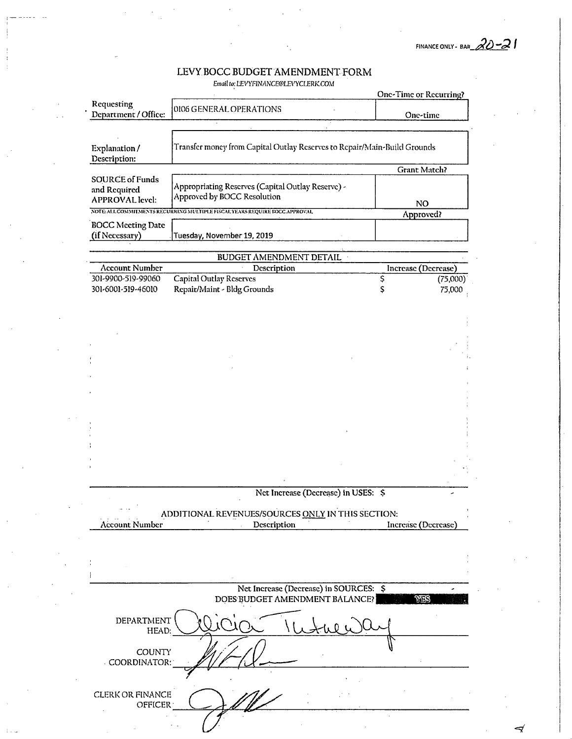FINANCE ONLY - BA# 20-21

# LEVY BOCC BUDGET AMENDMENT FORM

*Email to: LEVYFINANCE@LEVYCLERK.COM*

| | | One-Time or Recurring? |
|---|---|---|
| Requesting Department / Office: | 0106 GENERAL OPERATIONS | One-time |
| Explanation / Description: | Transfer money from Capital Outlay Reserves to Repair/Main-Build Grounds | |
| | | Grant Match? |
| SOURCE of Funds and Required APPROVAL level: | Appropriating Reserves (Capital Outlay Reserve) - Approved by BOCC Resolution | NO |
| NOTE: ALL COMMITMENTS RECURRING MULTIPLE FISCAL YEARS REQUIRE BOCC APPROVAL | | Approved? |
| BOCC Meeting Date (if Necessary) | Tuesday, November 19, 2019 | |

## BUDGET AMENDMENT DETAIL

| Account Number | Description | Increase (Decrease) |
|---|---|---|
| 301-9900-519-99060 | Capital Outlay Reserves | $ (75,000) |
| 301-6001-519-46010 | Repair/Maint - Bldg Grounds | $ 75,000 |

Net Increase (Decrease) in USES: $ -

## ADDITIONAL REVENUES/SOURCES ONLY IN THIS SECTION:

| Account Number | Description | Increase (Decrease) |
|---|---|---|
| | | |

Net Increase (Decrease) in SOURCES: $ -

DOES BUDGET AMENDMENT BALANCE? YES

DEPARTMENT HEAD: [Signature]

COUNTY COORDINATOR: [Signature]

CLERK OR FINANCE OFFICER: [Signature]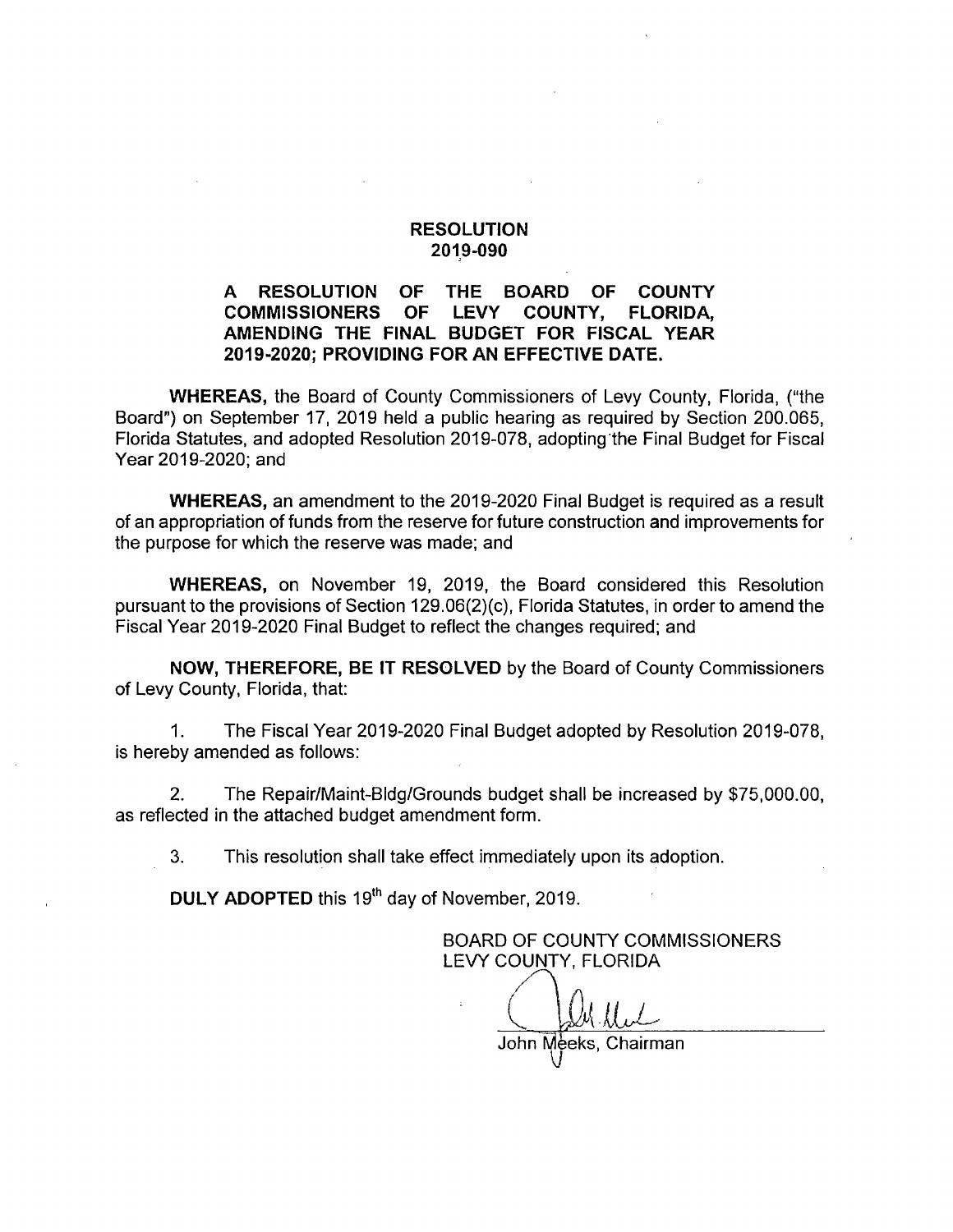# RESOLUTION
# 2019-090

**A RESOLUTION OF THE BOARD OF COUNTY COMMISSIONERS OF LEVY COUNTY, FLORIDA, AMENDING THE FINAL BUDGET FOR FISCAL YEAR 2019-2020; PROVIDING FOR AN EFFECTIVE DATE.**

**WHEREAS,** the Board of County Commissioners of Levy County, Florida, ("the Board") on September 17, 2019 held a public hearing as required by Section 200.065, Florida Statutes, and adopted Resolution 2019-078, adopting the Final Budget for Fiscal Year 2019-2020; and

**WHEREAS,** an amendment to the 2019-2020 Final Budget is required as a result of an appropriation of funds from the reserve for future construction and improvements for the purpose for which the reserve was made; and

**WHEREAS,** on November 19, 2019, the Board considered this Resolution pursuant to the provisions of Section 129.06(2)(c), Florida Statutes, in order to amend the Fiscal Year 2019-2020 Final Budget to reflect the changes required; and

**NOW, THEREFORE, BE IT RESOLVED** by the Board of County Commissioners of Levy County, Florida, that:

1. The Fiscal Year 2019-2020 Final Budget adopted by Resolution 2019-078, is hereby amended as follows:

2. The Repair/Maint-Bldg/Grounds budget shall be increased by $75,000.00, as reflected in the attached budget amendment form.

3. This resolution shall take effect immediately upon its adoption.

**DULY ADOPTED** this 19th day of November, 2019.

BOARD OF COUNTY COMMISSIONERS
LEVY COUNTY, FLORIDA

John Meeks, Chairman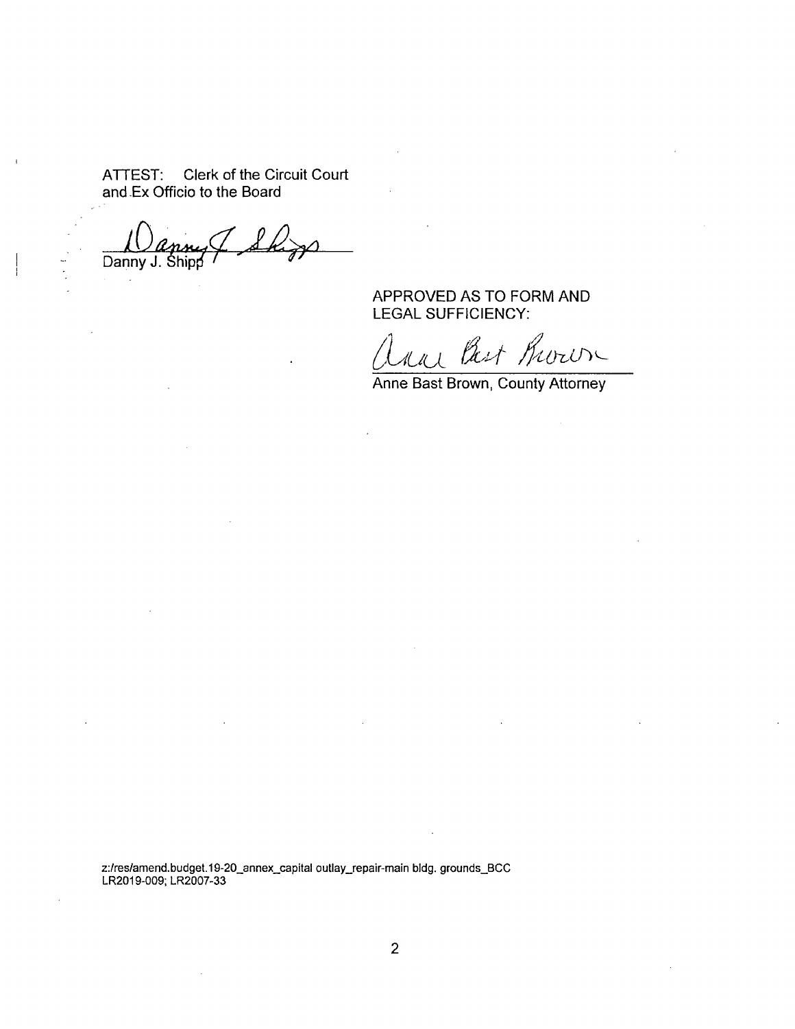ATTEST: Clerk of the Circuit Court
and Ex Officio to the Board

Danny J. Shipp

APPROVED AS TO FORM AND
LEGAL SUFFICIENCY:

Anne Bast Brown, County Attorney

z:/res/amend.budget.19-20_annex_capital outlay_repair-main bldg. grounds_BCC
LR2019-009; LR2007-33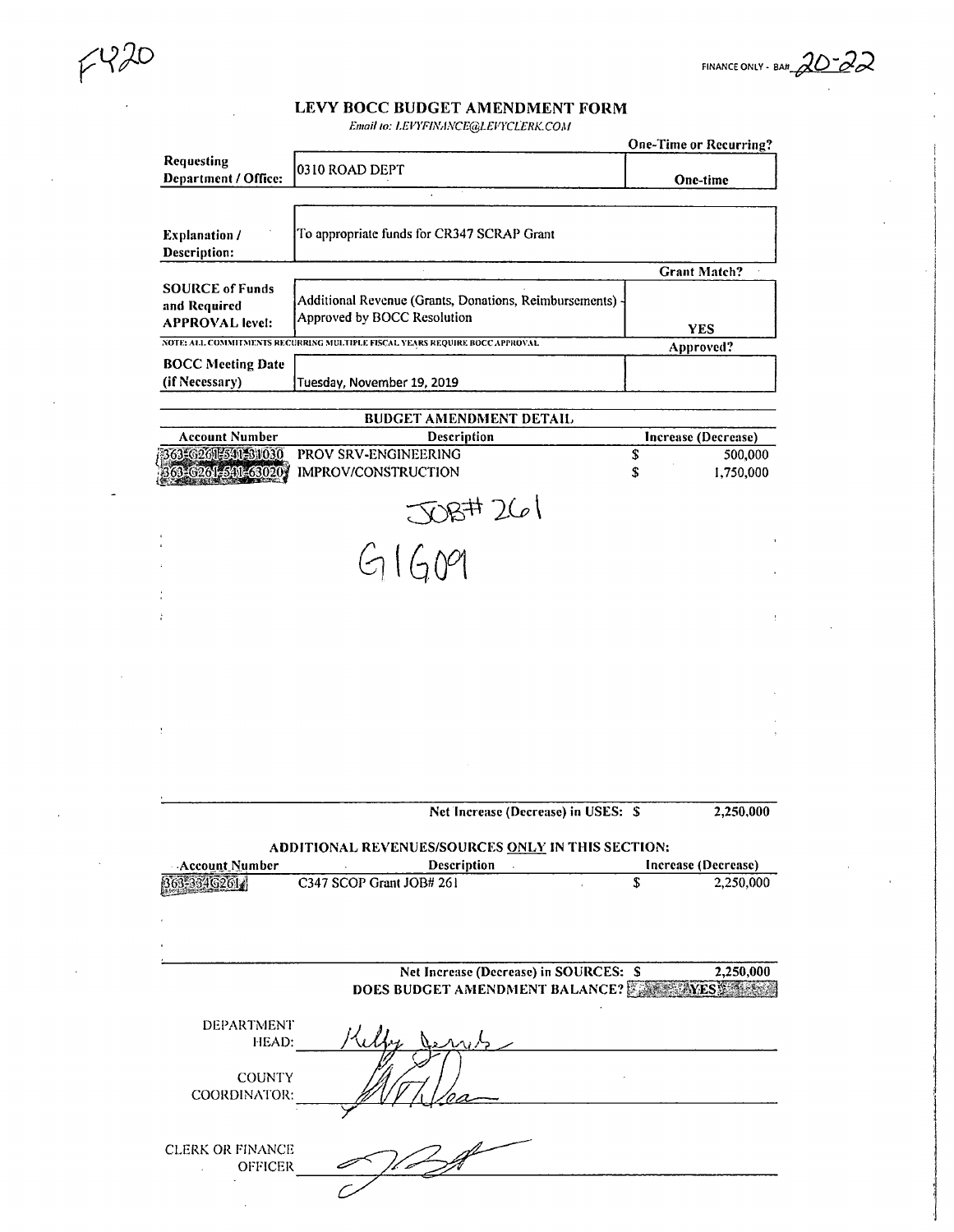F420

FINANCE ONLY - BA# 20-22

# LEVY BOCC BUDGET AMENDMENT FORM

*Email to: LEVYFINANCE@LEVYCLERK.COM*

| | | One-Time or Recurring? |
|---|---|---|
| **Requesting Department / Office:** | 0310 ROAD DEPT | **One-time** |
| **Explanation / Description:** | To appropriate funds for CR347 SCRAP Grant | |
| | | **Grant Match?** |
| **SOURCE of Funds and Required APPROVAL level:** | Additional Revenue (Grants, Donations, Reimbursements) - Approved by BOCC Resolution | **YES** |
| NOTE: ALL COMMITMENTS RECURRING MULTIPLE FISCAL YEARS REQUIRE BOCC APPROVAL | | **Approved?** |
| **BOCC Meeting Date (if Necessary)** | Tuesday, November 19, 2019 | |

## BUDGET AMENDMENT DETAIL

| Account Number | Description | Increase (Decrease) |
|---|---|---|
| 363-G261-541-31030 | PROV SRV-ENGINEERING | $ 500,000 |
| 363-G261-541-63020 | IMPROV/CONSTRUCTION | $ 1,750,000 |

JOB# 261

G1G09

Net Increase (Decrease) in USES: $ 2,250,000

## ADDITIONAL REVENUES/SOURCES ONLY IN THIS SECTION:

| Account Number | Description | Increase (Decrease) |
|---|---|---|
| 363-334G261 | C347 SCOP Grant JOB# 261 | $ 2,250,000 |

Net Increase (Decrease) in SOURCES: $ 2,250,000

**DOES BUDGET AMENDMENT BALANCE?** YES

DEPARTMENT HEAD: [signature]

COUNTY COORDINATOR: [signature]

CLERK OR FINANCE OFFICER [signature]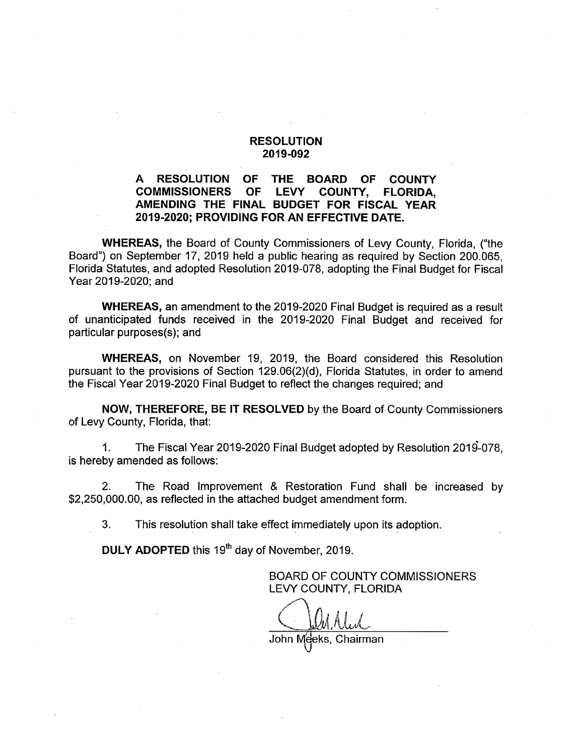# RESOLUTION
# 2019-092

**A RESOLUTION OF THE BOARD OF COUNTY COMMISSIONERS OF LEVY COUNTY, FLORIDA, AMENDING THE FINAL BUDGET FOR FISCAL YEAR 2019-2020; PROVIDING FOR AN EFFECTIVE DATE.**

**WHEREAS,** the Board of County Commissioners of Levy County, Florida, ("the Board") on September 17, 2019 held a public hearing as required by Section 200.065, Florida Statutes, and adopted Resolution 2019-078, adopting the Final Budget for Fiscal Year 2019-2020; and

**WHEREAS,** an amendment to the 2019-2020 Final Budget is required as a result of unanticipated funds received in the 2019-2020 Final Budget and received for particular purposes(s); and

**WHEREAS,** on November 19, 2019, the Board considered this Resolution pursuant to the provisions of Section 129.06(2)(d), Florida Statutes, in order to amend the Fiscal Year 2019-2020 Final Budget to reflect the changes required; and

**NOW, THEREFORE, BE IT RESOLVED** by the Board of County Commissioners of Levy County, Florida, that:

1. The Fiscal Year 2019-2020 Final Budget adopted by Resolution 2019-078, is hereby amended as follows:

2. The Road Improvement & Restoration Fund shall be increased by $2,250,000.00, as reflected in the attached budget amendment form.

3. This resolution shall take effect immediately upon its adoption.

**DULY ADOPTED** this 19th day of November, 2019.

BOARD OF COUNTY COMMISSIONERS
LEVY COUNTY, FLORIDA

John Meeks, Chairman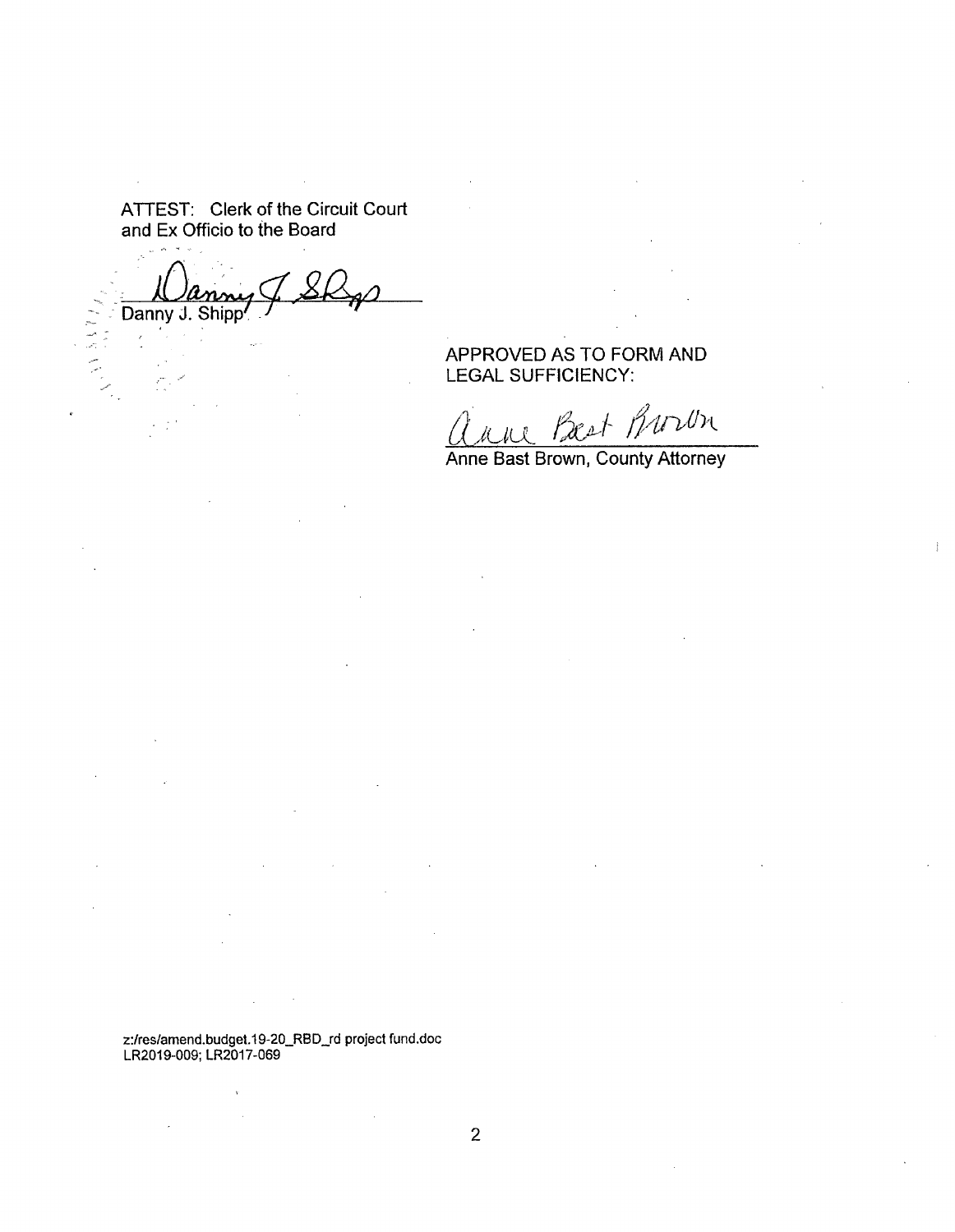ATTEST: Clerk of the Circuit Court
and Ex Officio to the Board

Danny J. Shipp

APPROVED AS TO FORM AND
LEGAL SUFFICIENCY:

Anne Bast Brown, County Attorney

z:/res/amend.budget.19-20_RBD_rd project fund.doc
LR2019-009; LR2017-069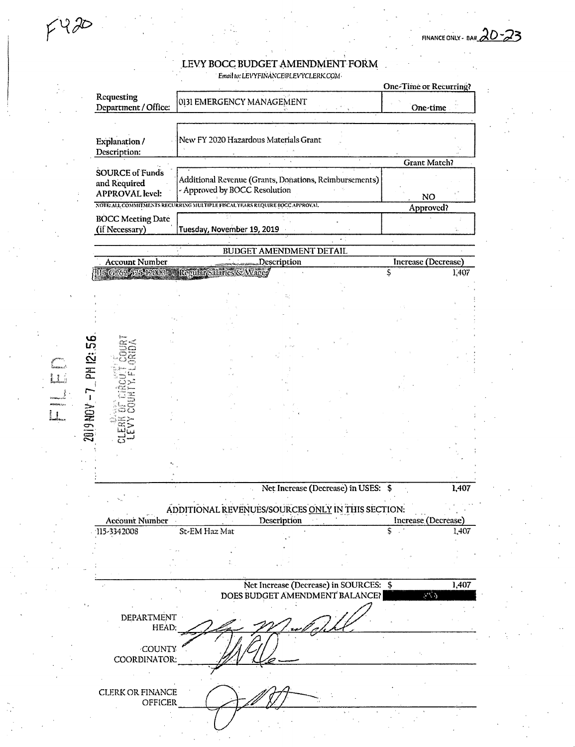F420

FINANCE ONLY - BA# 20-23

# LEVY BOCC BUDGET AMENDMENT FORM

*Email to: LEVYFINANCE@LEVYCLERK.COM*

| | | One-Time or Recurring? |
|---|---|---|
| Requesting Department / Office: | 0131 EMERGENCY MANAGEMENT | One-time |
| Explanation / Description: | New FY 2020 Hazardous Materials Grant | |
| | | Grant Match? |
| SOURCE of Funds and Required APPROVAL level: | Additional Revenue (Grants, Donations, Reimbursements) - Approved by BOCC Resolution | NO |

NOTE: ALL COMMITMENTS RECURRING MULTIPLE FISCAL YEARS REQUIRE BOCC APPROVAL.

| | | Approved? |
|---|---|---|
| BOCC Meeting Date (if Necessary) | Tuesday, November 19, 2019 | |

## BUDGET AMENDMENT DETAIL

| Account Number | Description | Increase (Decrease) |
|---|---|---|
| 115-G262-525-12000 | Regular Salaries & Wages | $ 1,407 |
| | Net Increase (Decrease) in USES: | $ 1,407 |

FILED 2019 NOV -7 PM 12:56 CLERK OF CIRCUIT COURT LEVY COUNTY, FLORIDA

## ADDITIONAL REVENUES/SOURCES ONLY IN THIS SECTION:

| Account Number | Description | Increase (Decrease) |
|---|---|---|
| 115-3342008 | St-EM Haz Mat | $ 1,407 |
| | Net Increase (Decrease) in SOURCES: | $ 1,407 |
| | DOES BUDGET AMENDMENT BALANCE? | YES |

DEPARTMENT HEAD: [signature]

COUNTY COORDINATOR: [signature]

CLERK OR FINANCE OFFICER [signature]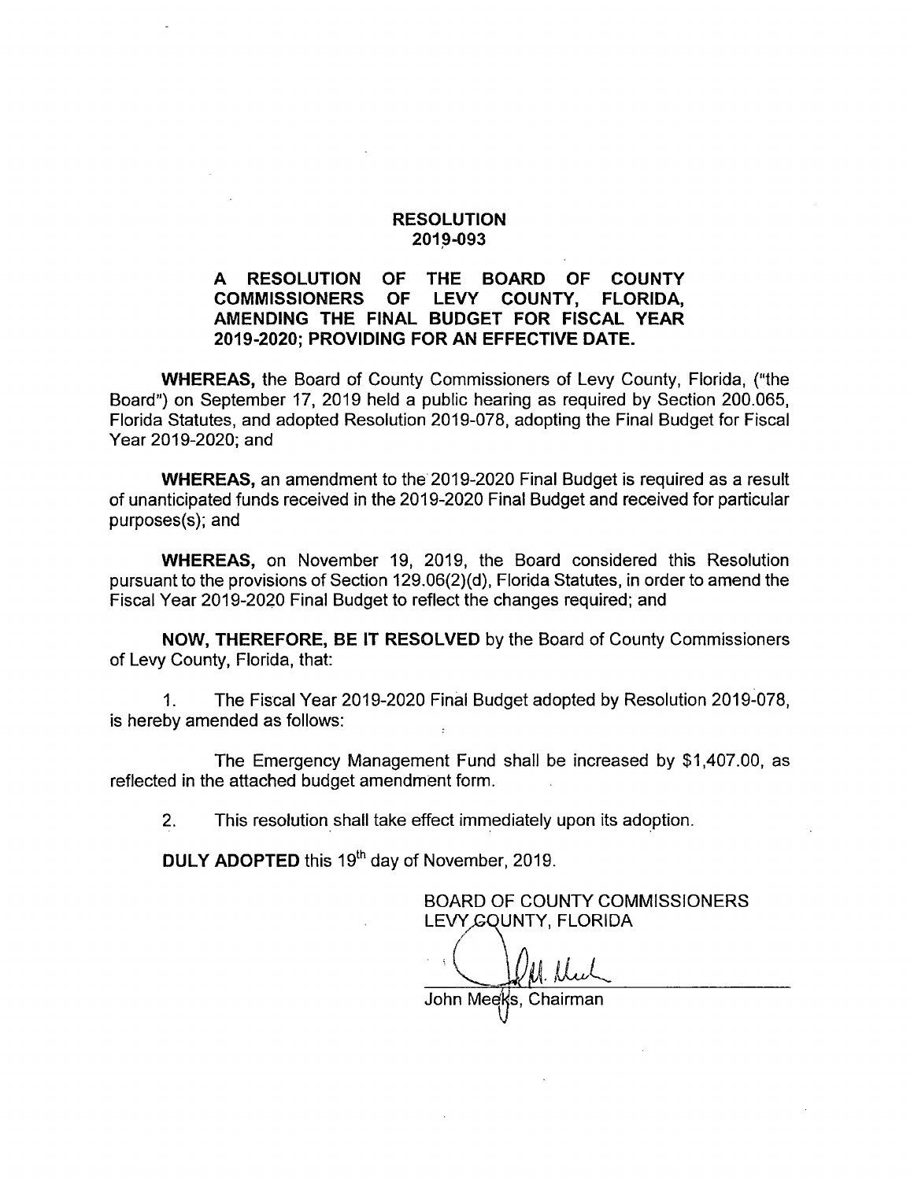# RESOLUTION
# 2019-093

## A RESOLUTION OF THE BOARD OF COUNTY COMMISSIONERS OF LEVY COUNTY, FLORIDA, AMENDING THE FINAL BUDGET FOR FISCAL YEAR 2019-2020; PROVIDING FOR AN EFFECTIVE DATE.

**WHEREAS,** the Board of County Commissioners of Levy County, Florida, ("the Board") on September 17, 2019 held a public hearing as required by Section 200.065, Florida Statutes, and adopted Resolution 2019-078, adopting the Final Budget for Fiscal Year 2019-2020; and

**WHEREAS,** an amendment to the 2019-2020 Final Budget is required as a result of unanticipated funds received in the 2019-2020 Final Budget and received for particular purposes(s); and

**WHEREAS,** on November 19, 2019, the Board considered this Resolution pursuant to the provisions of Section 129.06(2)(d), Florida Statutes, in order to amend the Fiscal Year 2019-2020 Final Budget to reflect the changes required; and

**NOW, THEREFORE, BE IT RESOLVED** by the Board of County Commissioners of Levy County, Florida, that:

1. The Fiscal Year 2019-2020 Final Budget adopted by Resolution 2019-078, is hereby amended as follows:

   The Emergency Management Fund shall be increased by $1,407.00, as reflected in the attached budget amendment form.

2. This resolution shall take effect immediately upon its adoption.

**DULY ADOPTED** this 19th day of November, 2019.

BOARD OF COUNTY COMMISSIONERS
LEVY COUNTY, FLORIDA

John Meeks, Chairman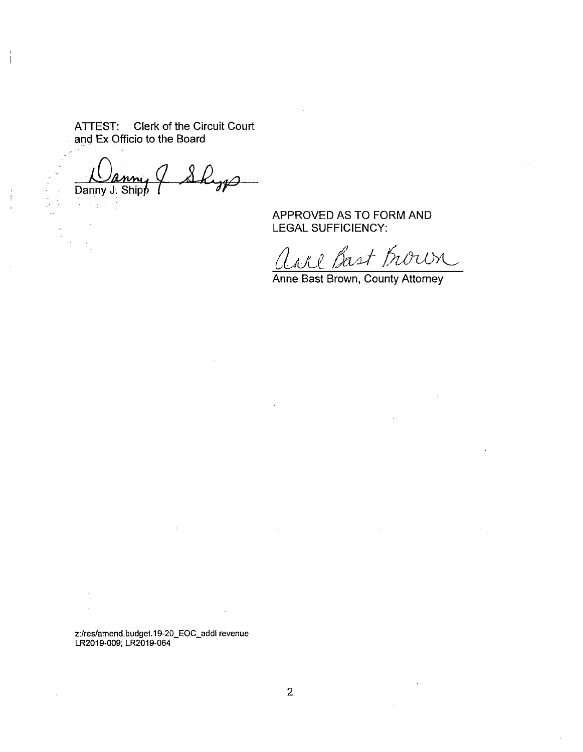ATTEST: Clerk of the Circuit Court
and Ex Officio to the Board

Danny J. Shipp

APPROVED AS TO FORM AND
LEGAL SUFFICIENCY:

Anne Bast Brown, County Attorney

z:/res/amend.budget.19-20_EOC_addl revenue
LR2019-009; LR2019-064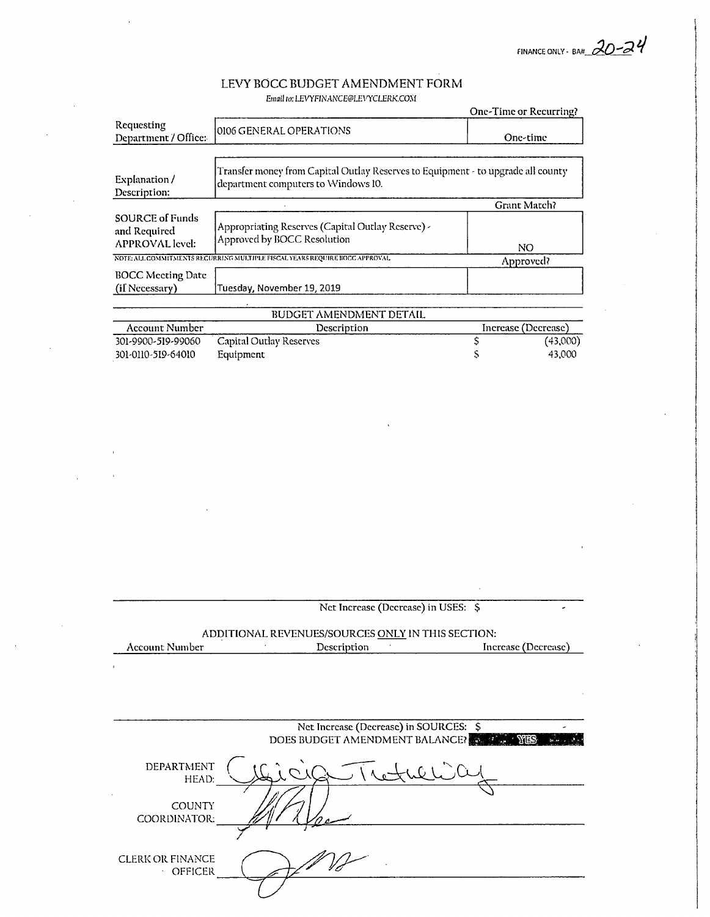FINANCE ONLY - BA# 20-24

# LEVY BOCC BUDGET AMENDMENT FORM

*Email to: LEVYFINANCE@LEVYCLERK.COM*

| | | One-Time or Recurring? |
|---|---|---|
| Requesting Department / Office: | 0106 GENERAL OPERATIONS | One-time |

| | |
|---|---|
| Explanation / Description: | Transfer money from Capital Outlay Reserves to Equipment - to upgrade all county department computers to Windows 10. |

| | | Grant Match? |
|---|---|---|
| SOURCE of Funds and Required APPROVAL level: | Appropriating Reserves (Capital Outlay Reserve) - Approved by BOCC Resolution | NO |

NOTE: ALL COMMITMENTS RECURRING MULTIPLE FISCAL YEARS REQUIRE BOCC APPROVAL

| | | Approved? |
|---|---|---|
| BOCC Meeting Date (if Necessary) | Tuesday, November 19, 2019 | |

## BUDGET AMENDMENT DETAIL

| Account Number | Description | Increase (Decrease) |
|---|---|---|
| 301-9900-519-99060 | Capital Outlay Reserves | $ (43,000) |
| 301-0110-519-64010 | Equipment | $ 43,000 |

Net Increase (Decrease) in USES: $ -

## ADDITIONAL REVENUES/SOURCES ONLY IN THIS SECTION:

| Account Number | Description | Increase (Decrease) |
|---|---|---|
| | | |

Net Increase (Decrease) in SOURCES: $ -

DOES BUDGET AMENDMENT BALANCE? YES

DEPARTMENT HEAD: Alicia Tretheway

COUNTY COORDINATOR: [signature]

CLERK OR FINANCE OFFICER: [signature]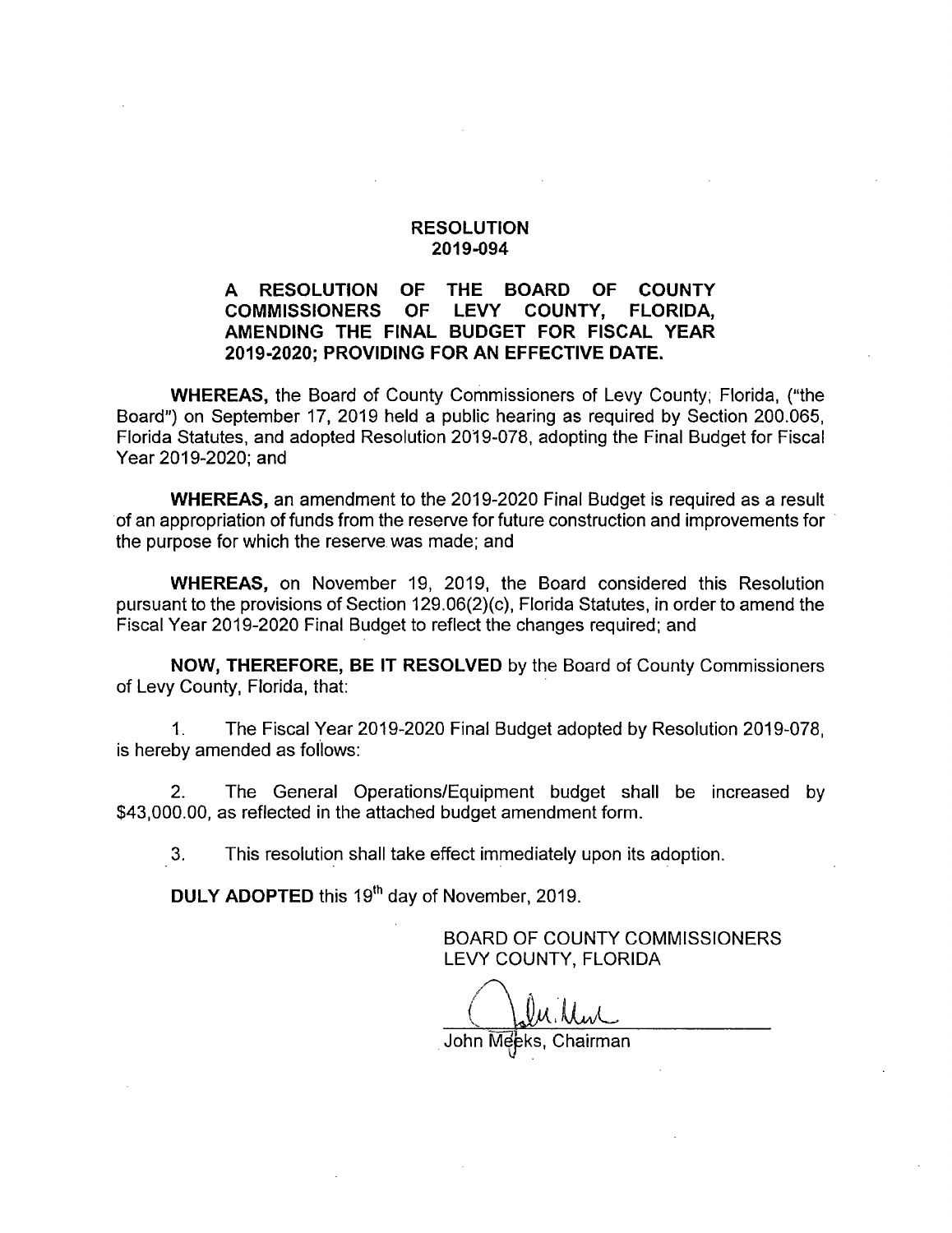# RESOLUTION
# 2019-094

## A RESOLUTION OF THE BOARD OF COUNTY COMMISSIONERS OF LEVY COUNTY, FLORIDA, AMENDING THE FINAL BUDGET FOR FISCAL YEAR 2019-2020; PROVIDING FOR AN EFFECTIVE DATE.

**WHEREAS,** the Board of County Commissioners of Levy County, Florida, ("the Board") on September 17, 2019 held a public hearing as required by Section 200.065, Florida Statutes, and adopted Resolution 2019-078, adopting the Final Budget for Fiscal Year 2019-2020; and

**WHEREAS,** an amendment to the 2019-2020 Final Budget is required as a result of an appropriation of funds from the reserve for future construction and improvements for the purpose for which the reserve was made; and

**WHEREAS,** on November 19, 2019, the Board considered this Resolution pursuant to the provisions of Section 129.06(2)(c), Florida Statutes, in order to amend the Fiscal Year 2019-2020 Final Budget to reflect the changes required; and

**NOW, THEREFORE, BE IT RESOLVED** by the Board of County Commissioners of Levy County, Florida, that:

1. The Fiscal Year 2019-2020 Final Budget adopted by Resolution 2019-078, is hereby amended as follows:

2. The General Operations/Equipment budget shall be increased by $43,000.00, as reflected in the attached budget amendment form.

3. This resolution shall take effect immediately upon its adoption.

**DULY ADOPTED** this 19th day of November, 2019.

BOARD OF COUNTY COMMISSIONERS
LEVY COUNTY, FLORIDA

John Meeks, Chairman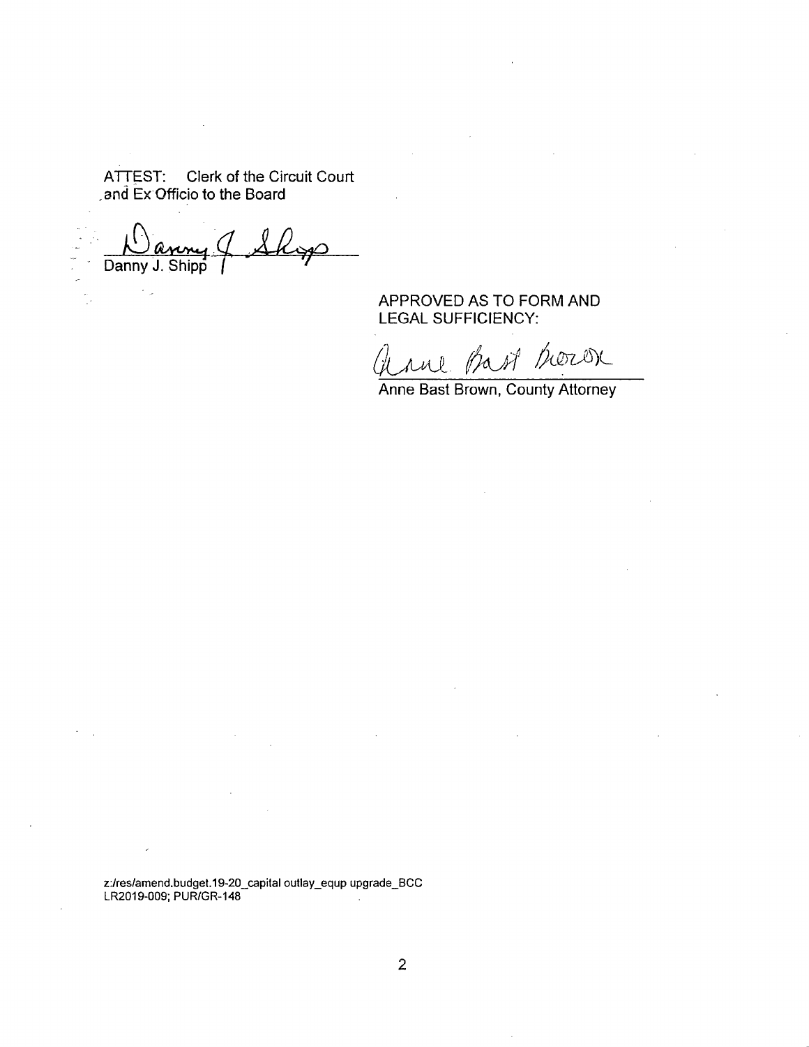ATTEST: Clerk of the Circuit Court
and Ex Officio to the Board

Danny J. Shipp

APPROVED AS TO FORM AND
LEGAL SUFFICIENCY:

Anne Bast Brown, County Attorney

z:/res/amend.budget.19-20_capital outlay_equp upgrade_BCC
LR2019-009; PUR/GR-148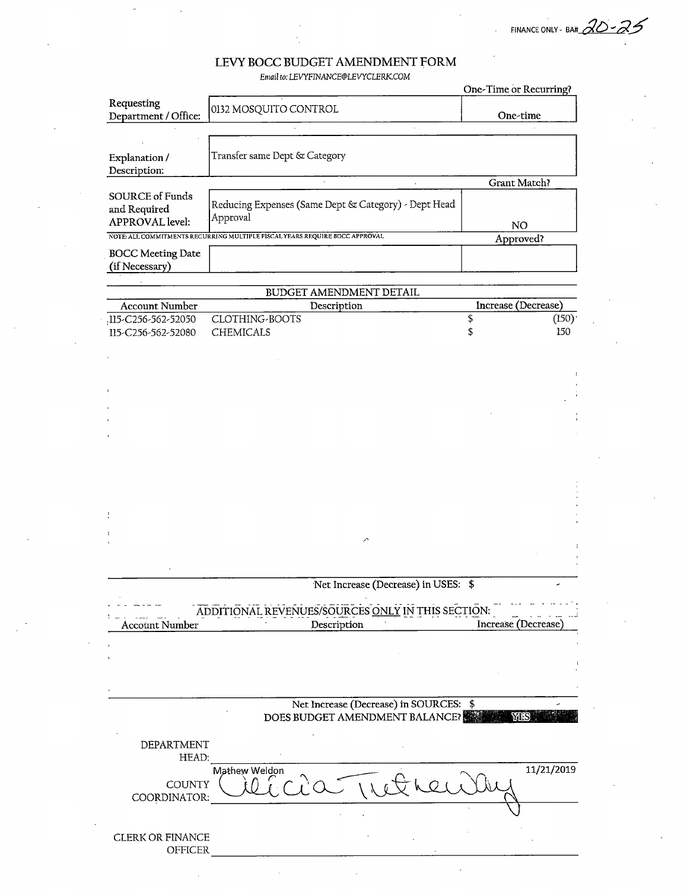FINANCE ONLY - BA# 20-25

# LEVY BOCC BUDGET AMENDMENT FORM

*Email to: LEVYFINANCE@LEVYCLERK.COM*

| | | One-Time or Recurring? |
|---|---|---|
| Requesting Department / Office: | 0132 MOSQUITO CONTROL | One-time |
| Explanation / Description: | Transfer same Dept & Category | |
| | | Grant Match? |
| SOURCE of Funds and Required APPROVAL level: | Reducing Expenses (Same Dept & Category) - Dept Head Approval | NO |
| NOTE: ALL COMMITMENTS RECURRING MULTIPLE FISCAL YEARS REQUIRE BOCC APPROVAL | | Approved? |
| BOCC Meeting Date (if Necessary) | | |

## BUDGET AMENDMENT DETAIL

| Account Number | Description | Increase (Decrease) |
|---|---|---|
| 115-C256-562-52050 | CLOTHING-BOOTS | $ (150) |
| 115-C256-562-52080 | CHEMICALS | $ 150 |

Net Increase (Decrease) in USES: $ -

## ADDITIONAL REVENUES/SOURCES ONLY IN THIS SECTION:

| Account Number | Description | Increase (Decrease) |
|---|---|---|
| | | |

Net Increase (Decrease) in SOURCES: $ -

DOES BUDGET AMENDMENT BALANCE? YES

DEPARTMENT HEAD: Mathew Weldon 11/21/2019

COUNTY COORDINATOR: [signature]

CLERK OR FINANCE OFFICER: ____________________